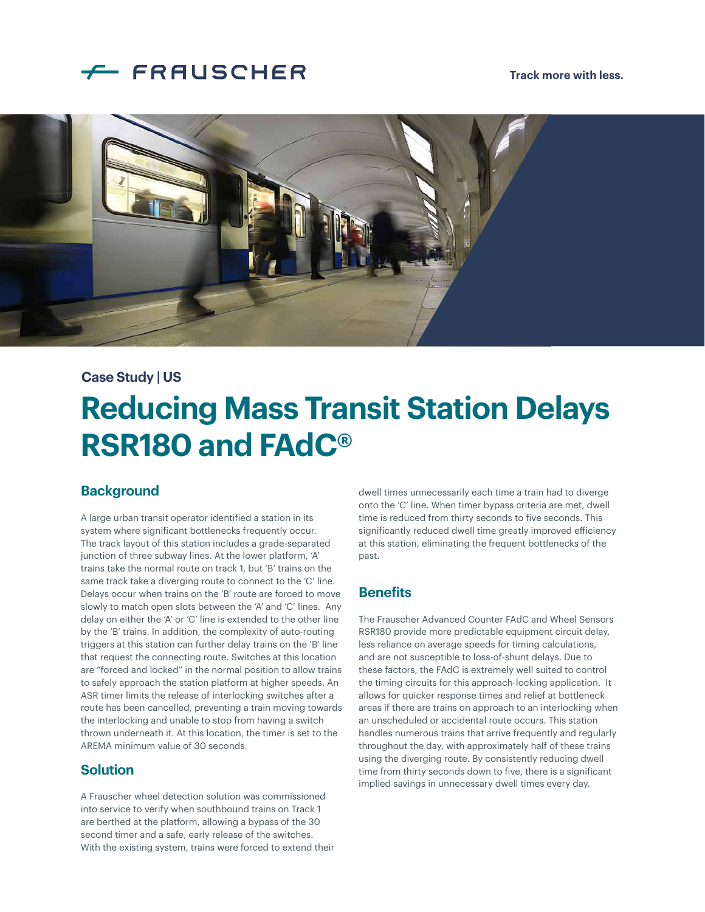FRAUSCHER

Track more with less.

Case Study | US

# Reducing Mass Transit Station Delays RSR180 and FAdC®

## Background

A large urban transit operator identified a station in its system where significant bottlenecks frequently occur. The track layout of this station includes a grade-separated junction of three subway lines. At the lower platform, 'A' trains take the normal route on track 1, but 'B' trains on the same track take a diverging route to connect to the 'C' line. Delays occur when trains on the 'B' route are forced to move slowly to match open slots between the 'A' and 'C' lines. Any delay on either the 'A' or 'C' line is extended to the other line by the 'B' trains. In addition, the complexity of auto-routing triggers at this station can further delay trains on the 'B' line that request the connecting route. Switches at this location are "forced and locked" in the normal position to allow trains to safely approach the station platform at higher speeds. An ASR timer limits the release of interlocking switches after a route has been cancelled, preventing a train moving towards the interlocking and unable to stop from having a switch thrown underneath it. At this location, the timer is set to the AREMA minimum value of 30 seconds.

## Solution

A Frauscher wheel detection solution was commissioned into service to verify when southbound trains on Track 1 are berthed at the platform, allowing a bypass of the 30 second timer and a safe, early release of the switches. With the existing system, trains were forced to extend their dwell times unnecessarily each time a train had to diverge onto the 'C' line. When timer bypass criteria are met, dwell time is reduced from thirty seconds to five seconds. This significantly reduced dwell time greatly improved efficiency at this station, eliminating the frequent bottlenecks of the past.

## Benefits

The Frauscher Advanced Counter FAdC and Wheel Sensors RSR180 provide more predictable equipment circuit delay, less reliance on average speeds for timing calculations, and are not susceptible to loss-of-shunt delays. Due to these factors, the FAdC is extremely well suited to control the timing circuits for this approach-locking application. It allows for quicker response times and relief at bottleneck areas if there are trains on approach to an interlocking when an unscheduled or accidental route occurs. This station handles numerous trains that arrive frequently and regularly throughout the day, with approximately half of these trains using the diverging route. By consistently reducing dwell time from thirty seconds down to five, there is a significant implied savings in unnecessary dwell times every day.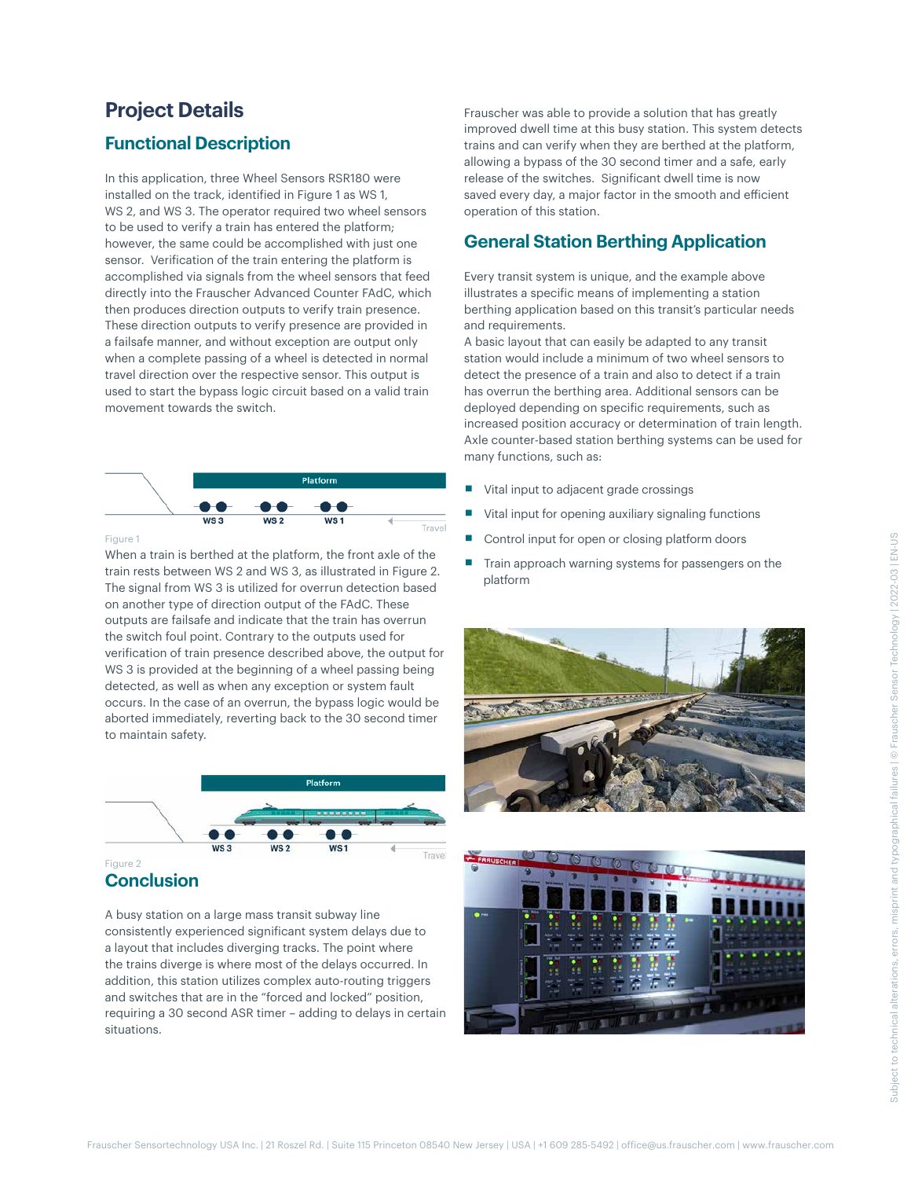# Project Details

## Functional Description

In this application, three Wheel Sensors RSR180 were installed on the track, identified in Figure 1 as WS 1, WS 2, and WS 3. The operator required two wheel sensors to be used to verify a train has entered the platform; however, the same could be accomplished with just one sensor. Verification of the train entering the platform is accomplished via signals from the wheel sensors that feed directly into the Frauscher Advanced Counter FAdC, which then produces direction outputs to verify train presence. These direction outputs to verify presence are provided in a failsafe manner, and without exception are output only when a complete passing of a wheel is detected in normal travel direction over the respective sensor. This output is used to start the bypass logic circuit based on a valid train movement towards the switch.

Platform

WS 3 WS 2 WS 1

Travel

Figure 1

When a train is berthed at the platform, the front axle of the train rests between WS 2 and WS 3, as illustrated in Figure 2. The signal from WS 3 is utilized for overrun detection based on another type of direction output of the FAdC. These outputs are failsafe and indicate that the train has overrun the switch foul point. Contrary to the outputs used for verification of train presence described above, the output for WS 3 is provided at the beginning of a wheel passing being detected, as well as when any exception or system fault occurs. In the case of an overrun, the bypass logic would be aborted immediately, reverting back to the 30 second timer to maintain safety.

Platform

WS 3 WS 2 WS 1

Travel

Figure 2

## Conclusion

A busy station on a large mass transit subway line consistently experienced significant system delays due to a layout that includes diverging tracks. The point where the trains diverge is where most of the delays occurred. In addition, this station utilizes complex auto-routing triggers and switches that are in the "forced and locked" position, requiring a 30 second ASR timer – adding to delays in certain situations.

Frauscher was able to provide a solution that has greatly improved dwell time at this busy station. This system detects trains and can verify when they are berthed at the platform, allowing a bypass of the 30 second timer and a safe, early release of the switches. Significant dwell time is now saved every day, a major factor in the smooth and efficient operation of this station.

## General Station Berthing Application

Every transit system is unique, and the example above illustrates a specific means of implementing a station berthing application based on this transit's particular needs and requirements.

A basic layout that can easily be adapted to any transit station would include a minimum of two wheel sensors to detect the presence of a train and also to detect if a train has overrun the berthing area. Additional sensors can be deployed depending on specific requirements, such as increased position accuracy or determination of train length. Axle counter-based station berthing systems can be used for many functions, such as:

- Vital input to adjacent grade crossings
- Vital input for opening auxiliary signaling functions
- Control input for open or closing platform doors
- Train approach warning systems for passengers on the platform